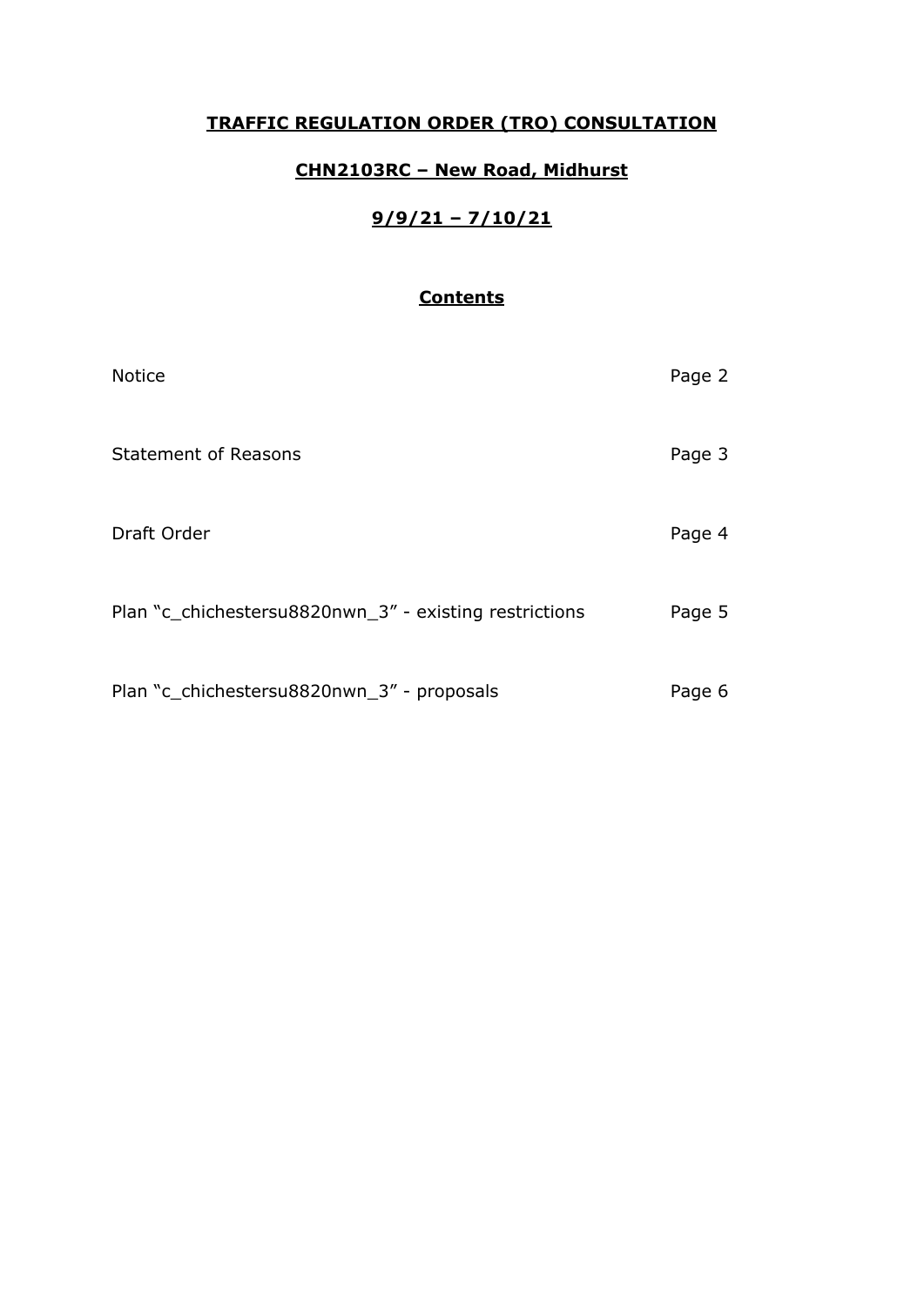# **TRAFFIC REGULATION ORDER (TRO) CONSULTATION**

## **CHN2103RC – New Road, Midhurst**

## **9/9/21 – 7/10/21**

### **Contents**

| | |
|---|---|
| Notice | Page 2 |
| Statement of Reasons | Page 3 |
| Draft Order | Page 4 |
| Plan "c_chichestersu8820nwn_3" - existing restrictions | Page 5 |
| Plan "c_chichestersu8820nwn_3" - proposals | Page 6 |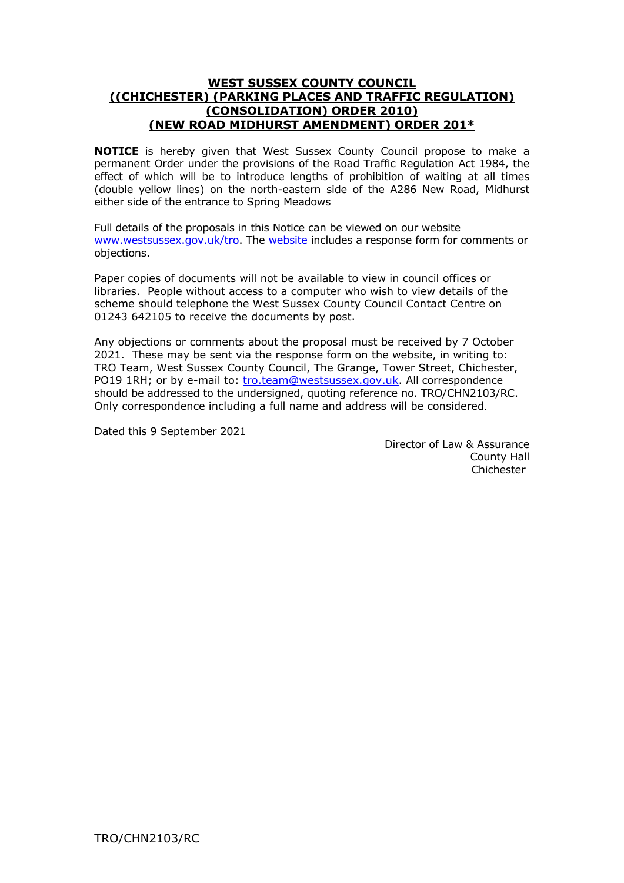# WEST SUSSEX COUNTY COUNCIL
# ((CHICHESTER) (PARKING PLACES AND TRAFFIC REGULATION) (CONSOLIDATION) ORDER 2010) (NEW ROAD MIDHURST AMENDMENT) ORDER 201*

**NOTICE** is hereby given that West Sussex County Council propose to make a permanent Order under the provisions of the Road Traffic Regulation Act 1984, the effect of which will be to introduce lengths of prohibition of waiting at all times (double yellow lines) on the north-eastern side of the A286 New Road, Midhurst either side of the entrance to Spring Meadows

Full details of the proposals in this Notice can be viewed on our website www.westsussex.gov.uk/tro. The website includes a response form for comments or objections.

Paper copies of documents will not be available to view in council offices or libraries. People without access to a computer who wish to view details of the scheme should telephone the West Sussex County Council Contact Centre on 01243 642105 to receive the documents by post.

Any objections or comments about the proposal must be received by 7 October 2021. These may be sent via the response form on the website, in writing to: TRO Team, West Sussex County Council, The Grange, Tower Street, Chichester, PO19 1RH; or by e-mail to: tro.team@westsussex.gov.uk. All correspondence should be addressed to the undersigned, quoting reference no. TRO/CHN2103/RC. Only correspondence including a full name and address will be considered.

Dated this 9 September 2021

Director of Law & Assurance
County Hall
Chichester

TRO/CHN2103/RC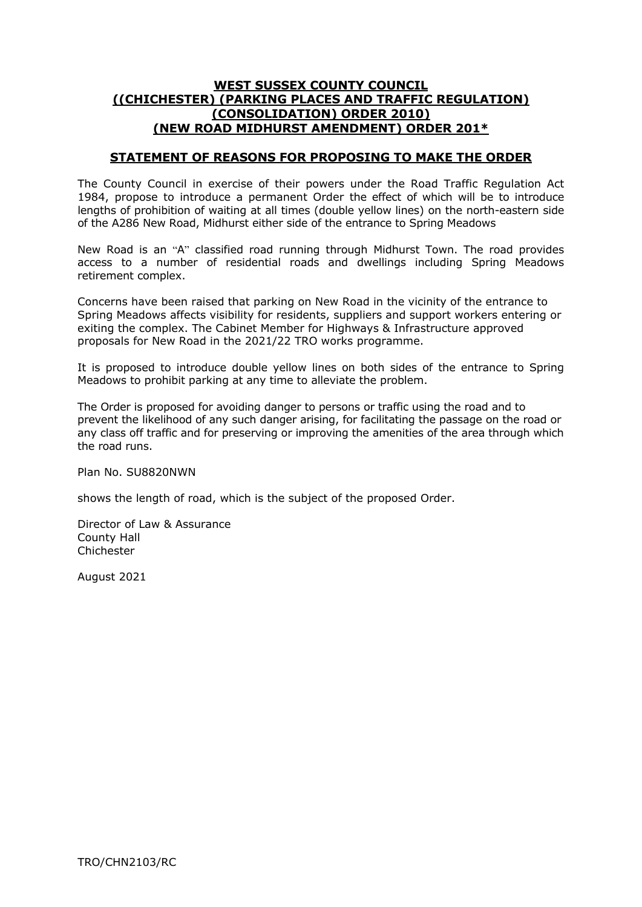# WEST SUSSEX COUNTY COUNCIL
# ((CHICHESTER) (PARKING PLACES AND TRAFFIC REGULATION) (CONSOLIDATION) ORDER 2010) (NEW ROAD MIDHURST AMENDMENT) ORDER 201*

## STATEMENT OF REASONS FOR PROPOSING TO MAKE THE ORDER

The County Council in exercise of their powers under the Road Traffic Regulation Act 1984, propose to introduce a permanent Order the effect of which will be to introduce lengths of prohibition of waiting at all times (double yellow lines) on the north-eastern side of the A286 New Road, Midhurst either side of the entrance to Spring Meadows

New Road is an "A" classified road running through Midhurst Town. The road provides access to a number of residential roads and dwellings including Spring Meadows retirement complex.

Concerns have been raised that parking on New Road in the vicinity of the entrance to Spring Meadows affects visibility for residents, suppliers and support workers entering or exiting the complex. The Cabinet Member for Highways & Infrastructure approved proposals for New Road in the 2021/22 TRO works programme.

It is proposed to introduce double yellow lines on both sides of the entrance to Spring Meadows to prohibit parking at any time to alleviate the problem.

The Order is proposed for avoiding danger to persons or traffic using the road and to prevent the likelihood of any such danger arising, for facilitating the passage on the road or any class off traffic and for preserving or improving the amenities of the area through which the road runs.

Plan No. SU8820NWN

shows the length of road, which is the subject of the proposed Order.

Director of Law & Assurance
County Hall
Chichester

August 2021

TRO/CHN2103/RC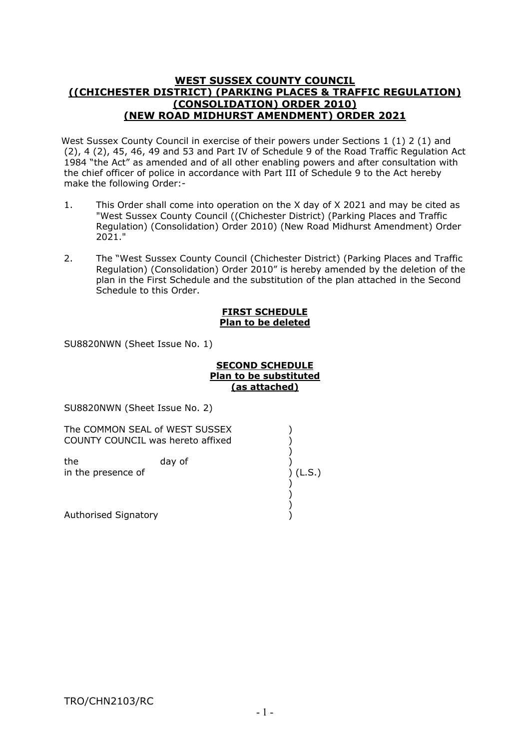# WEST SUSSEX COUNTY COUNCIL
# ((CHICHESTER DISTRICT) (PARKING PLACES & TRAFFIC REGULATION) (CONSOLIDATION) ORDER 2010)
# (NEW ROAD MIDHURST AMENDMENT) ORDER 2021

West Sussex County Council in exercise of their powers under Sections 1 (1) 2 (1) and (2), 4 (2), 45, 46, 49 and 53 and Part IV of Schedule 9 of the Road Traffic Regulation Act 1984 "the Act" as amended and of all other enabling powers and after consultation with the chief officer of police in accordance with Part III of Schedule 9 to the Act hereby make the following Order:-

1. This Order shall come into operation on the X day of X 2021 and may be cited as "West Sussex County Council ((Chichester District) (Parking Places and Traffic Regulation) (Consolidation) Order 2010) (New Road Midhurst Amendment) Order 2021."

2. The "West Sussex County Council (Chichester District) (Parking Places and Traffic Regulation) (Consolidation) Order 2010" is hereby amended by the deletion of the plan in the First Schedule and the substitution of the plan attached in the Second Schedule to this Order.

## FIRST SCHEDULE
## Plan to be deleted

SU8820NWN (Sheet Issue No. 1)

## SECOND SCHEDULE
## Plan to be substituted
## (as attached)

SU8820NWN (Sheet Issue No. 2)

The COMMON SEAL of WEST SUSSEX )
COUNTY COUNCIL was hereto affixed )
)
the day of )
in the presence of ) (L.S.)
)
)
)
Authorised Signatory )

TRO/CHN2103/RC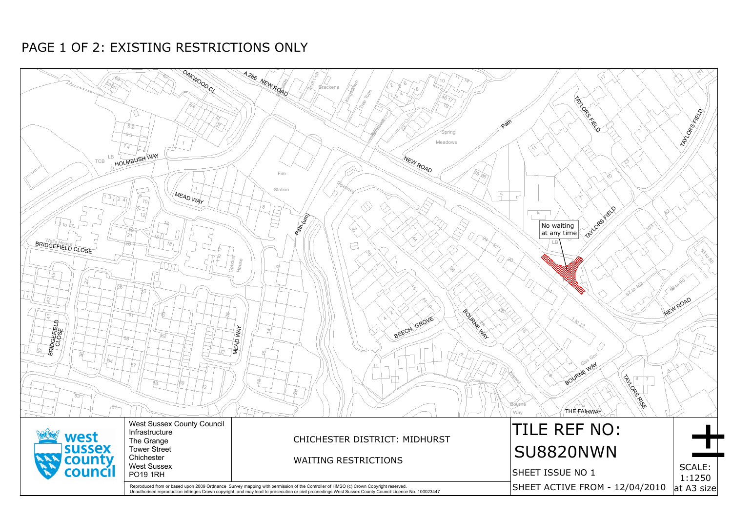# PAGE 1 OF 2: EXISTING RESTRICTIONS ONLY

No waiting at any time

West Sussex County Council
Infrastructure
The Grange
Tower Street
Chichester
West Sussex
PO19 1RH

CHICHESTER DISTRICT: MIDHURST

WAITING RESTRICTIONS

TILE REF NO:
SU8820NWN

SHEET ISSUE NO 1

SHEET ACTIVE FROM - 12/04/2010

SCALE: 1:1250 at A3 size

Reproduced from or based upon 2009 Ordnance Survey mapping with permission of the Controller of HMSO (c) Crown Copyright reserved.
Unauthorised reproduction infringes Crown copyright and may lead to prosecution or civil proceedings West Sussex County Council Licence No. 100023447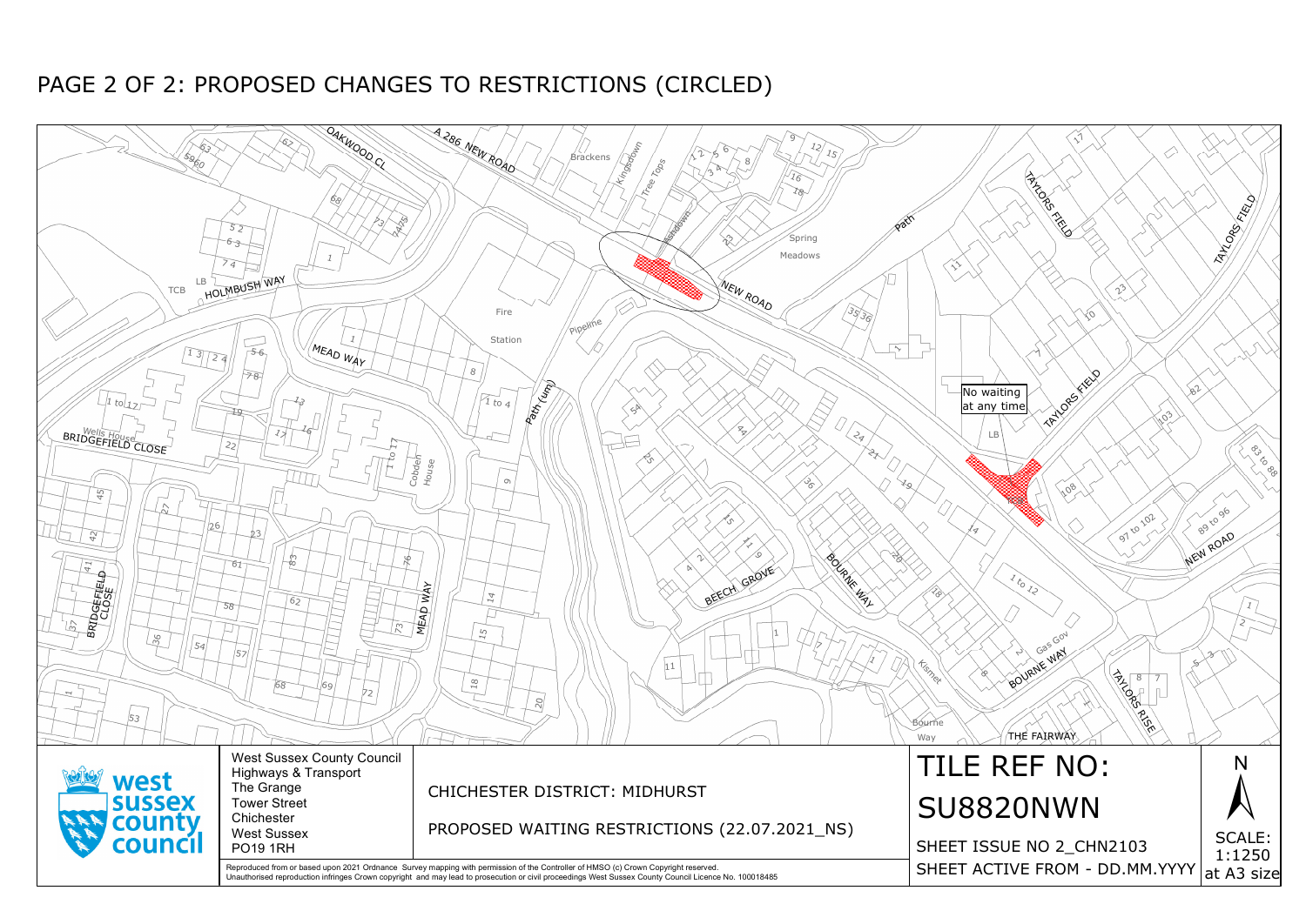# PAGE 2 OF 2: PROPOSED CHANGES TO RESTRICTIONS (CIRCLED)

No waiting at any time

West Sussex County Council
Highways & Transport
The Grange
Tower Street
Chichester
West Sussex
PO19 1RH

CHICHESTER DISTRICT: MIDHURST

PROPOSED WAITING RESTRICTIONS (22.07.2021_NS)

TILE REF NO:

SU8820NWN

SHEET ISSUE NO 2_CHN2103

SHEET ACTIVE FROM - DD.MM.YYYY

N

SCALE: 1:1250 at A3 size

Reproduced from or based upon 2021 Ordnance Survey mapping with permission of the Controller of HMSO (c) Crown Copyright reserved.
Unauthorised reproduction infringes Crown copyright and may lead to prosecution or civil proceedings West Sussex County Council Licence No. 100018485